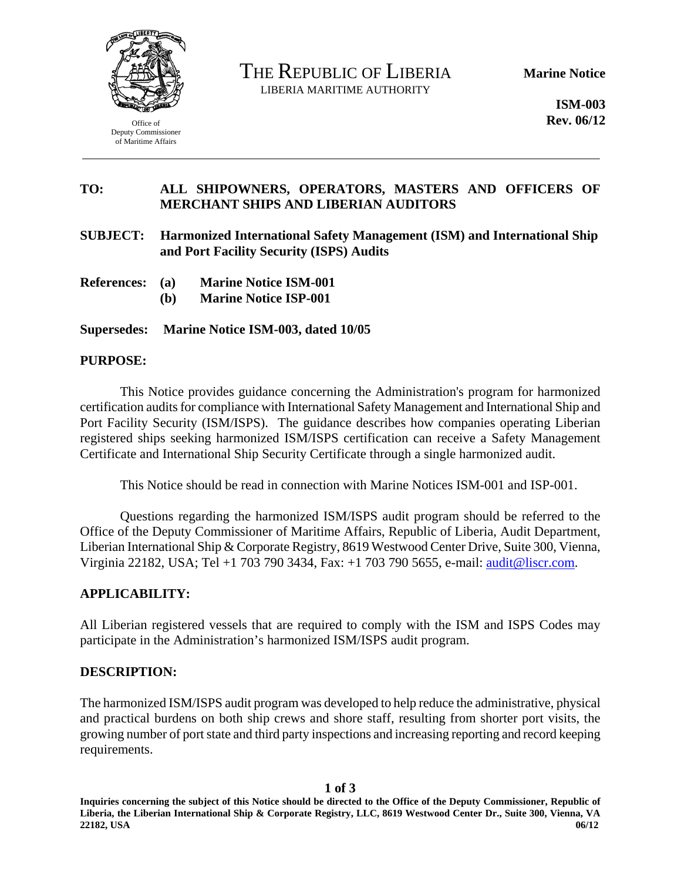Office of Deputy Commissioner of Maritime Affairs

# THE REPUBLIC OF LIBERIA

LIBERIA MARITIME AUTHORITY

**Marine Notice**

**ISM-003**
**Rev. 06/12**

---

**TO:** **ALL SHIPOWNERS, OPERATORS, MASTERS AND OFFICERS OF MERCHANT SHIPS AND LIBERIAN AUDITORS**

**SUBJECT:** **Harmonized International Safety Management (ISM) and International Ship and Port Facility Security (ISPS) Audits**

**References:** **(a) Marine Notice ISM-001**
**(b) Marine Notice ISP-001**

**Supersedes:** **Marine Notice ISM-003, dated 10/05**

## PURPOSE:

This Notice provides guidance concerning the Administration's program for harmonized certification audits for compliance with International Safety Management and International Ship and Port Facility Security (ISM/ISPS). The guidance describes how companies operating Liberian registered ships seeking harmonized ISM/ISPS certification can receive a Safety Management Certificate and International Ship Security Certificate through a single harmonized audit.

This Notice should be read in connection with Marine Notices ISM-001 and ISP-001.

Questions regarding the harmonized ISM/ISPS audit program should be referred to the Office of the Deputy Commissioner of Maritime Affairs, Republic of Liberia, Audit Department, Liberian International Ship & Corporate Registry, 8619 Westwood Center Drive, Suite 300, Vienna, Virginia 22182, USA; Tel +1 703 790 3434, Fax: +1 703 790 5655, e-mail: audit@liscr.com.

## APPLICABILITY:

All Liberian registered vessels that are required to comply with the ISM and ISPS Codes may participate in the Administration's harmonized ISM/ISPS audit program.

## DESCRIPTION:

The harmonized ISM/ISPS audit program was developed to help reduce the administrative, physical and practical burdens on both ship crews and shore staff, resulting from shorter port visits, the growing number of port state and third party inspections and increasing reporting and record keeping requirements.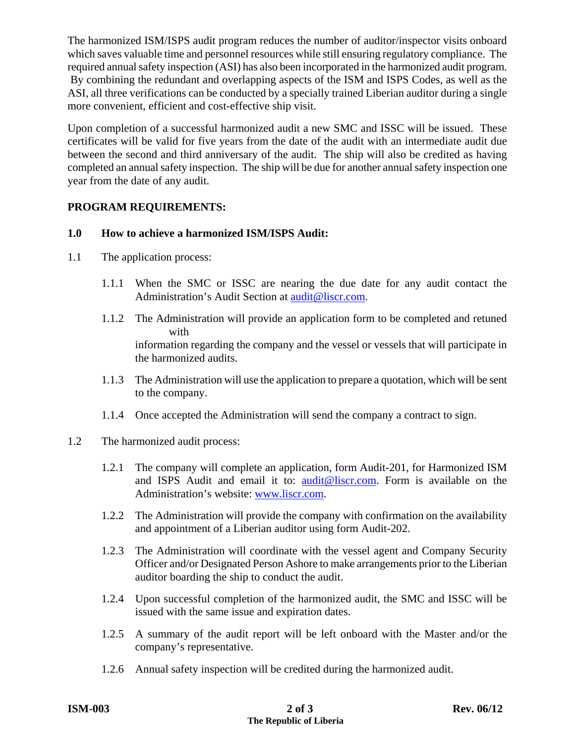The harmonized ISM/ISPS audit program reduces the number of auditor/inspector visits onboard which saves valuable time and personnel resources while still ensuring regulatory compliance. The required annual safety inspection (ASI) has also been incorporated in the harmonized audit program. By combining the redundant and overlapping aspects of the ISM and ISPS Codes, as well as the ASI, all three verifications can be conducted by a specially trained Liberian auditor during a single more convenient, efficient and cost-effective ship visit.

Upon completion of a successful harmonized audit a new SMC and ISSC will be issued. These certificates will be valid for five years from the date of the audit with an intermediate audit due between the second and third anniversary of the audit. The ship will also be credited as having completed an annual safety inspection. The ship will be due for another annual safety inspection one year from the date of any audit.

**PROGRAM REQUIREMENTS:**

**1.0 How to achieve a harmonized ISM/ISPS Audit:**

1.1 The application process:

1.1.1 When the SMC or ISSC are nearing the due date for any audit contact the Administration's Audit Section at audit@liscr.com.

1.1.2 The Administration will provide an application form to be completed and retuned with information regarding the company and the vessel or vessels that will participate in the harmonized audits.

1.1.3 The Administration will use the application to prepare a quotation, which will be sent to the company.

1.1.4 Once accepted the Administration will send the company a contract to sign.

1.2 The harmonized audit process:

1.2.1 The company will complete an application, form Audit-201, for Harmonized ISM and ISPS Audit and email it to: audit@liscr.com. Form is available on the Administration's website: www.liscr.com.

1.2.2 The Administration will provide the company with confirmation on the availability and appointment of a Liberian auditor using form Audit-202.

1.2.3 The Administration will coordinate with the vessel agent and Company Security Officer and/or Designated Person Ashore to make arrangements prior to the Liberian auditor boarding the ship to conduct the audit.

1.2.4 Upon successful completion of the harmonized audit, the SMC and ISSC will be issued with the same issue and expiration dates.

1.2.5 A summary of the audit report will be left onboard with the Master and/or the company's representative.

1.2.6 Annual safety inspection will be credited during the harmonized audit.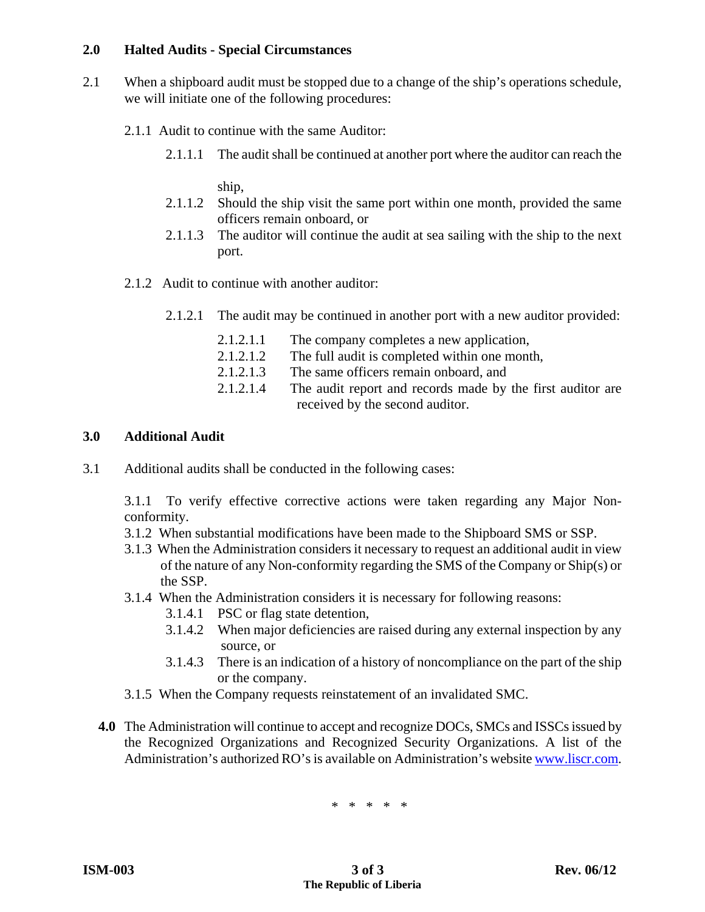## 2.0 Halted Audits - Special Circumstances

2.1 When a shipboard audit must be stopped due to a change of the ship's operations schedule, we will initiate one of the following procedures:

2.1.1 Audit to continue with the same Auditor:

2.1.1.1 The audit shall be continued at another port where the auditor can reach the ship,

2.1.1.2 Should the ship visit the same port within one month, provided the same officers remain onboard, or

2.1.1.3 The auditor will continue the audit at sea sailing with the ship to the next port.

2.1.2 Audit to continue with another auditor:

2.1.2.1 The audit may be continued in another port with a new auditor provided:

2.1.2.1.1 The company completes a new application,

2.1.2.1.2 The full audit is completed within one month,

2.1.2.1.3 The same officers remain onboard, and

2.1.2.1.4 The audit report and records made by the first auditor are received by the second auditor.

## 3.0 Additional Audit

3.1 Additional audits shall be conducted in the following cases:

3.1.1 To verify effective corrective actions were taken regarding any Major Non-conformity.

3.1.2 When substantial modifications have been made to the Shipboard SMS or SSP.

3.1.3 When the Administration considers it necessary to request an additional audit in view of the nature of any Non-conformity regarding the SMS of the Company or Ship(s) or the SSP.

3.1.4 When the Administration considers it is necessary for following reasons:

3.1.4.1 PSC or flag state detention,

3.1.4.2 When major deficiencies are raised during any external inspection by any source, or

3.1.4.3 There is an indication of a history of noncompliance on the part of the ship or the company.

3.1.5 When the Company requests reinstatement of an invalidated SMC.

**4.0** The Administration will continue to accept and recognize DOCs, SMCs and ISSCs issued by the Recognized Organizations and Recognized Security Organizations. A list of the Administration's authorized RO's is available on Administration's website www.liscr.com.

\* \* \* \* \*